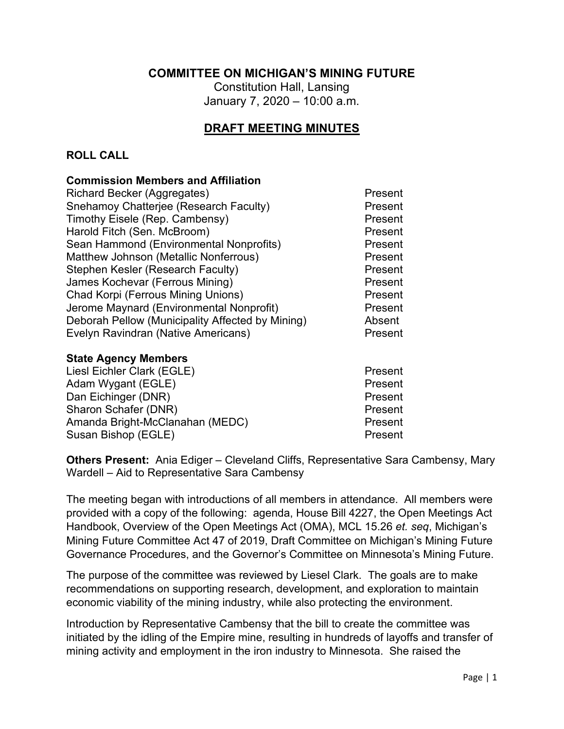# COMMITTEE ON MICHIGAN'S MINING FUTURE

Constitution Hall, Lansing
January 7, 2020 – 10:00 a.m.

## DRAFT MEETING MINUTES

### ROLL CALL

**Commission Members and Affiliation**

| Name | Status |
| --- | --- |
| Richard Becker (Aggregates) | Present |
| Snehamoy Chatterjee (Research Faculty) | Present |
| Timothy Eisele (Rep. Cambensy) | Present |
| Harold Fitch (Sen. McBroom) | Present |
| Sean Hammond (Environmental Nonprofits) | Present |
| Matthew Johnson (Metallic Nonferrous) | Present |
| Stephen Kesler (Research Faculty) | Present |
| James Kochevar (Ferrous Mining) | Present |
| Chad Korpi (Ferrous Mining Unions) | Present |
| Jerome Maynard (Environmental Nonprofit) | Present |
| Deborah Pellow (Municipality Affected by Mining) | Absent |
| Evelyn Ravindran (Native Americans) | Present |

**State Agency Members**

| Name | Status |
| --- | --- |
| Liesl Eichler Clark (EGLE) | Present |
| Adam Wygant (EGLE) | Present |
| Dan Eichinger (DNR) | Present |
| Sharon Schafer (DNR) | Present |
| Amanda Bright-McClanahan (MEDC) | Present |
| Susan Bishop (EGLE) | Present |

**Others Present:** Ania Ediger – Cleveland Cliffs, Representative Sara Cambensy, Mary Wardell – Aid to Representative Sara Cambensy

The meeting began with introductions of all members in attendance. All members were provided with a copy of the following: agenda, House Bill 4227, the Open Meetings Act Handbook, Overview of the Open Meetings Act (OMA), MCL 15.26 *et. seq*, Michigan's Mining Future Committee Act 47 of 2019, Draft Committee on Michigan's Mining Future Governance Procedures, and the Governor's Committee on Minnesota's Mining Future.

The purpose of the committee was reviewed by Liesel Clark. The goals are to make recommendations on supporting research, development, and exploration to maintain economic viability of the mining industry, while also protecting the environment.

Introduction by Representative Cambensy that the bill to create the committee was initiated by the idling of the Empire mine, resulting in hundreds of layoffs and transfer of mining activity and employment in the iron industry to Minnesota. She raised the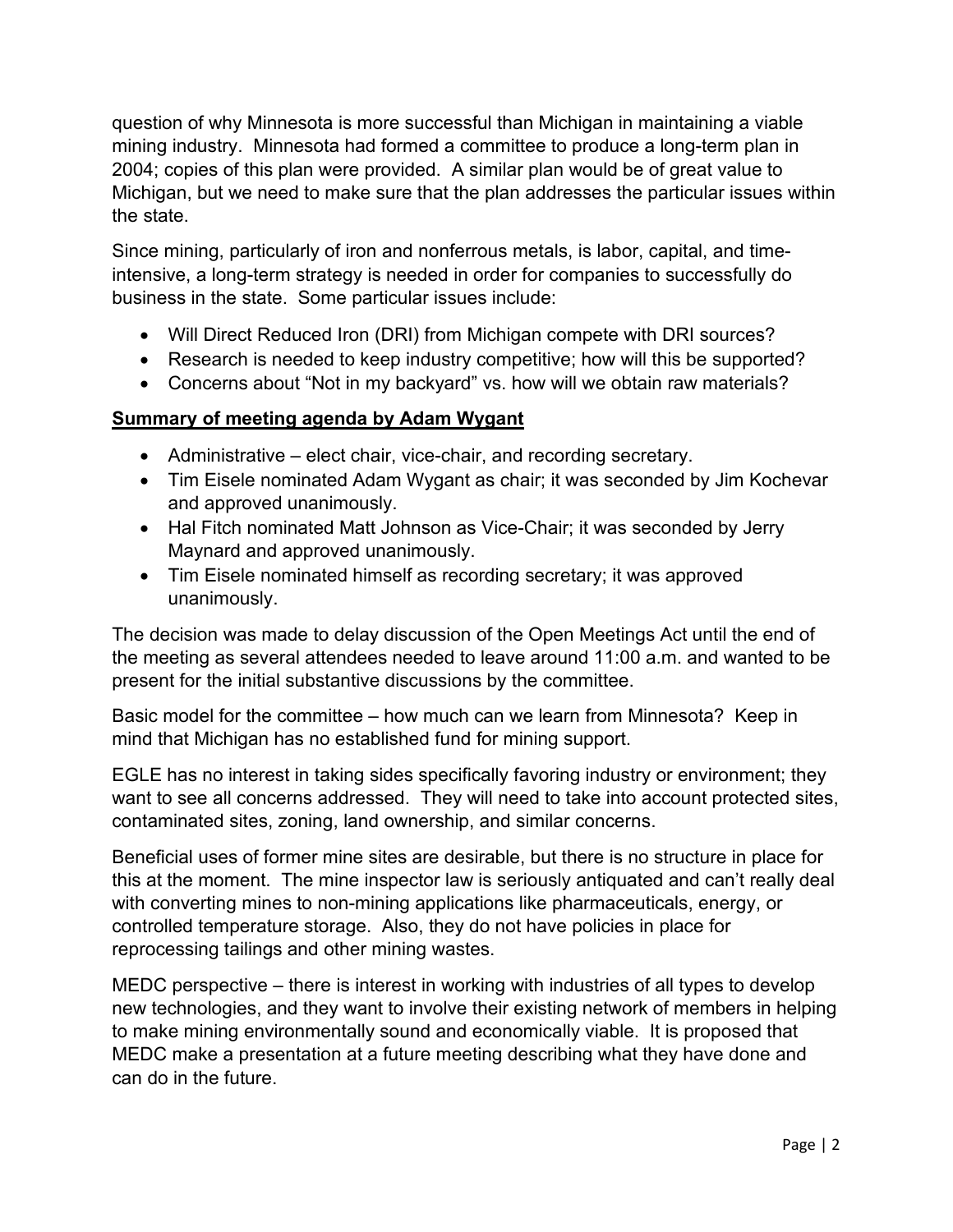question of why Minnesota is more successful than Michigan in maintaining a viable mining industry. Minnesota had formed a committee to produce a long-term plan in 2004; copies of this plan were provided. A similar plan would be of great value to Michigan, but we need to make sure that the plan addresses the particular issues within the state.

Since mining, particularly of iron and nonferrous metals, is labor, capital, and time-intensive, a long-term strategy is needed in order for companies to successfully do business in the state. Some particular issues include:

- Will Direct Reduced Iron (DRI) from Michigan compete with DRI sources?
- Research is needed to keep industry competitive; how will this be supported?
- Concerns about "Not in my backyard" vs. how will we obtain raw materials?

**Summary of meeting agenda by Adam Wygant**

- Administrative – elect chair, vice-chair, and recording secretary.
- Tim Eisele nominated Adam Wygant as chair; it was seconded by Jim Kochevar and approved unanimously.
- Hal Fitch nominated Matt Johnson as Vice-Chair; it was seconded by Jerry Maynard and approved unanimously.
- Tim Eisele nominated himself as recording secretary; it was approved unanimously.

The decision was made to delay discussion of the Open Meetings Act until the end of the meeting as several attendees needed to leave around 11:00 a.m. and wanted to be present for the initial substantive discussions by the committee.

Basic model for the committee – how much can we learn from Minnesota? Keep in mind that Michigan has no established fund for mining support.

EGLE has no interest in taking sides specifically favoring industry or environment; they want to see all concerns addressed. They will need to take into account protected sites, contaminated sites, zoning, land ownership, and similar concerns.

Beneficial uses of former mine sites are desirable, but there is no structure in place for this at the moment. The mine inspector law is seriously antiquated and can't really deal with converting mines to non-mining applications like pharmaceuticals, energy, or controlled temperature storage. Also, they do not have policies in place for reprocessing tailings and other mining wastes.

MEDC perspective – there is interest in working with industries of all types to develop new technologies, and they want to involve their existing network of members in helping to make mining environmentally sound and economically viable. It is proposed that MEDC make a presentation at a future meeting describing what they have done and can do in the future.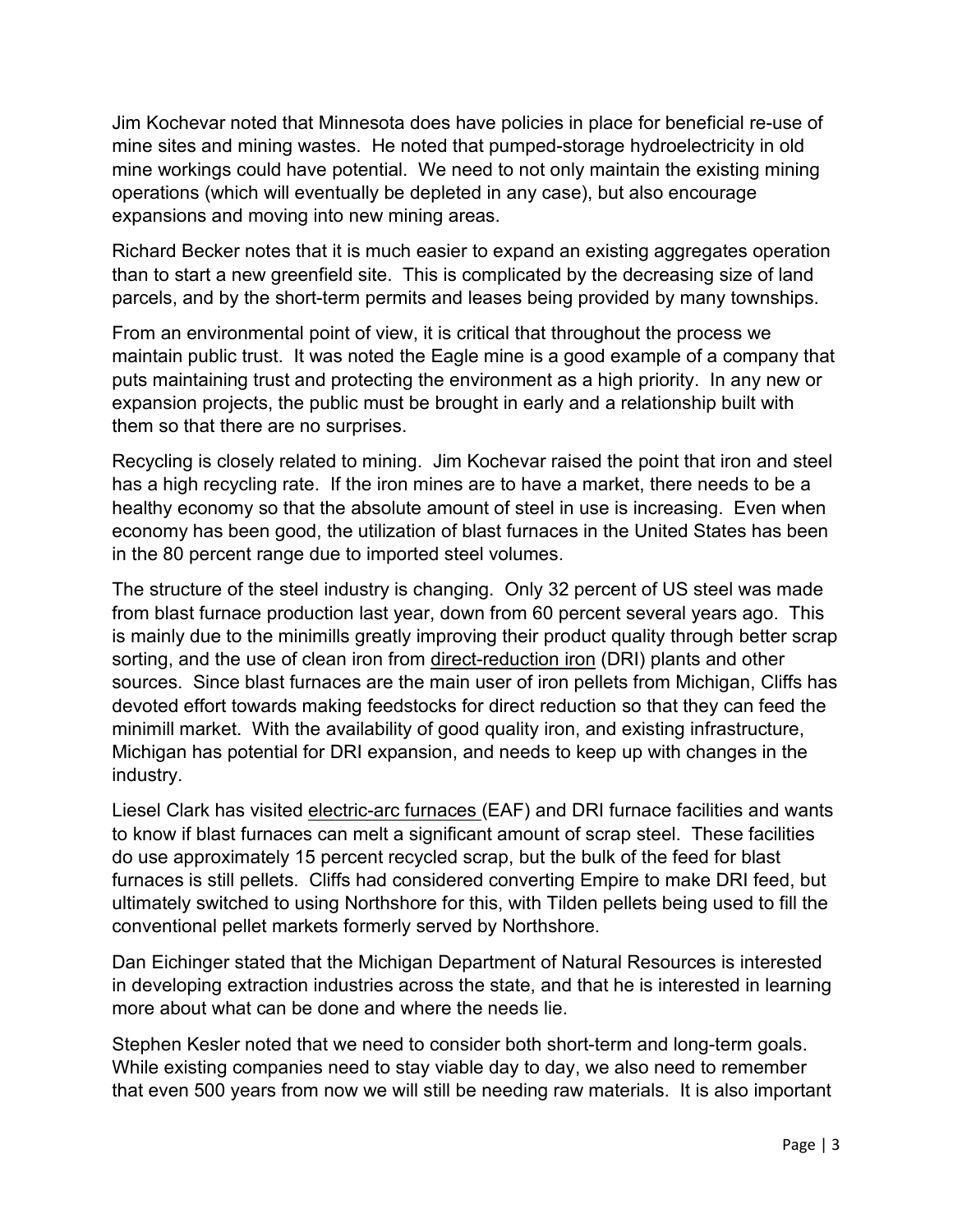Jim Kochevar noted that Minnesota does have policies in place for beneficial re-use of mine sites and mining wastes. He noted that pumped-storage hydroelectricity in old mine workings could have potential. We need to not only maintain the existing mining operations (which will eventually be depleted in any case), but also encourage expansions and moving into new mining areas.

Richard Becker notes that it is much easier to expand an existing aggregates operation than to start a new greenfield site. This is complicated by the decreasing size of land parcels, and by the short-term permits and leases being provided by many townships.

From an environmental point of view, it is critical that throughout the process we maintain public trust. It was noted the Eagle mine is a good example of a company that puts maintaining trust and protecting the environment as a high priority. In any new or expansion projects, the public must be brought in early and a relationship built with them so that there are no surprises.

Recycling is closely related to mining. Jim Kochevar raised the point that iron and steel has a high recycling rate. If the iron mines are to have a market, there needs to be a healthy economy so that the absolute amount of steel in use is increasing. Even when economy has been good, the utilization of blast furnaces in the United States has been in the 80 percent range due to imported steel volumes.

The structure of the steel industry is changing. Only 32 percent of US steel was made from blast furnace production last year, down from 60 percent several years ago. This is mainly due to the minimills greatly improving their product quality through better scrap sorting, and the use of clean iron from direct-reduction iron (DRI) plants and other sources. Since blast furnaces are the main user of iron pellets from Michigan, Cliffs has devoted effort towards making feedstocks for direct reduction so that they can feed the minimill market. With the availability of good quality iron, and existing infrastructure, Michigan has potential for DRI expansion, and needs to keep up with changes in the industry.

Liesel Clark has visited electric-arc furnaces (EAF) and DRI furnace facilities and wants to know if blast furnaces can melt a significant amount of scrap steel. These facilities do use approximately 15 percent recycled scrap, but the bulk of the feed for blast furnaces is still pellets. Cliffs had considered converting Empire to make DRI feed, but ultimately switched to using Northshore for this, with Tilden pellets being used to fill the conventional pellet markets formerly served by Northshore.

Dan Eichinger stated that the Michigan Department of Natural Resources is interested in developing extraction industries across the state, and that he is interested in learning more about what can be done and where the needs lie.

Stephen Kesler noted that we need to consider both short-term and long-term goals. While existing companies need to stay viable day to day, we also need to remember that even 500 years from now we will still be needing raw materials. It is also important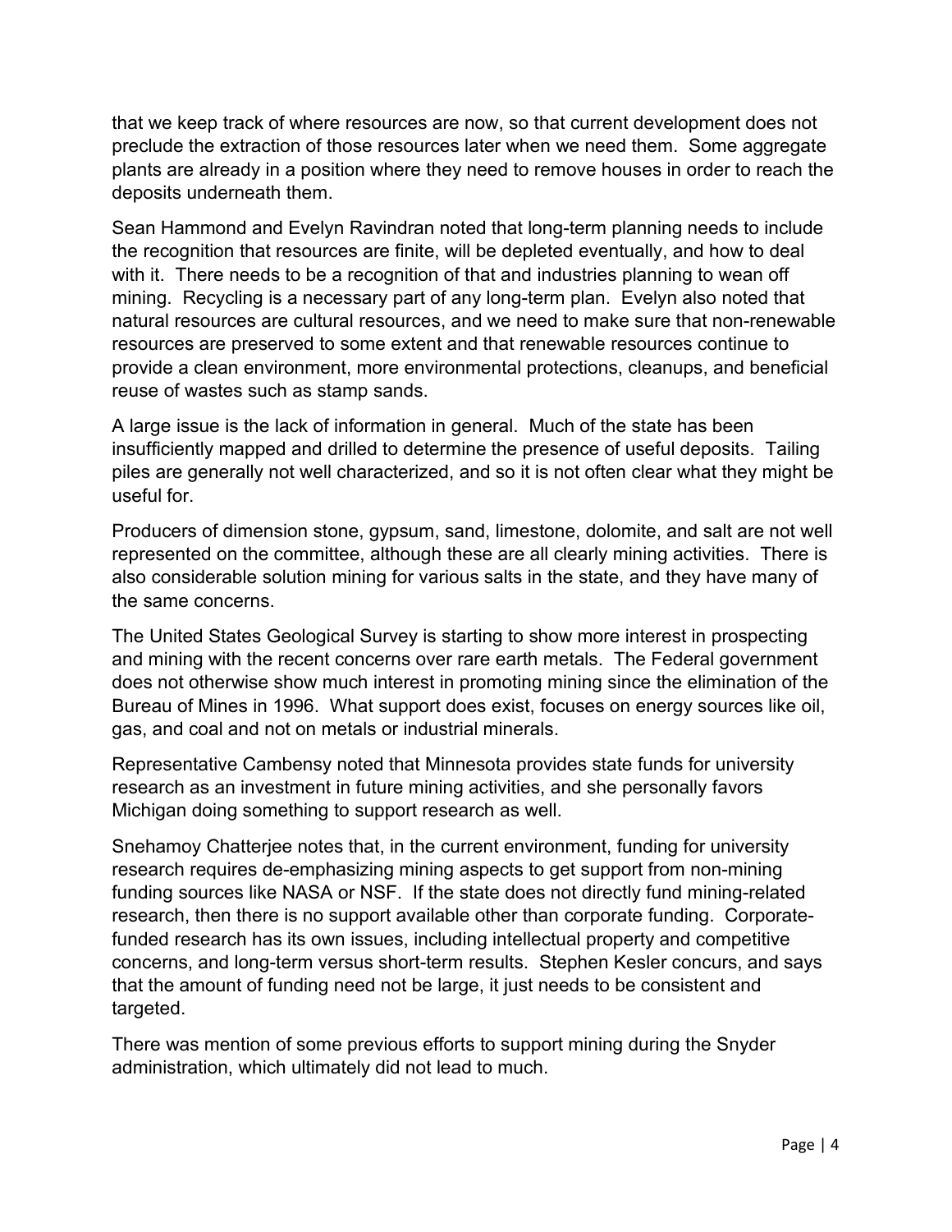that we keep track of where resources are now, so that current development does not preclude the extraction of those resources later when we need them. Some aggregate plants are already in a position where they need to remove houses in order to reach the deposits underneath them.

Sean Hammond and Evelyn Ravindran noted that long-term planning needs to include the recognition that resources are finite, will be depleted eventually, and how to deal with it. There needs to be a recognition of that and industries planning to wean off mining. Recycling is a necessary part of any long-term plan. Evelyn also noted that natural resources are cultural resources, and we need to make sure that non-renewable resources are preserved to some extent and that renewable resources continue to provide a clean environment, more environmental protections, cleanups, and beneficial reuse of wastes such as stamp sands.

A large issue is the lack of information in general. Much of the state has been insufficiently mapped and drilled to determine the presence of useful deposits. Tailing piles are generally not well characterized, and so it is not often clear what they might be useful for.

Producers of dimension stone, gypsum, sand, limestone, dolomite, and salt are not well represented on the committee, although these are all clearly mining activities. There is also considerable solution mining for various salts in the state, and they have many of the same concerns.

The United States Geological Survey is starting to show more interest in prospecting and mining with the recent concerns over rare earth metals. The Federal government does not otherwise show much interest in promoting mining since the elimination of the Bureau of Mines in 1996. What support does exist, focuses on energy sources like oil, gas, and coal and not on metals or industrial minerals.

Representative Cambensy noted that Minnesota provides state funds for university research as an investment in future mining activities, and she personally favors Michigan doing something to support research as well.

Snehamoy Chatterjee notes that, in the current environment, funding for university research requires de-emphasizing mining aspects to get support from non-mining funding sources like NASA or NSF. If the state does not directly fund mining-related research, then there is no support available other than corporate funding. Corporate-funded research has its own issues, including intellectual property and competitive concerns, and long-term versus short-term results. Stephen Kesler concurs, and says that the amount of funding need not be large, it just needs to be consistent and targeted.

There was mention of some previous efforts to support mining during the Snyder administration, which ultimately did not lead to much.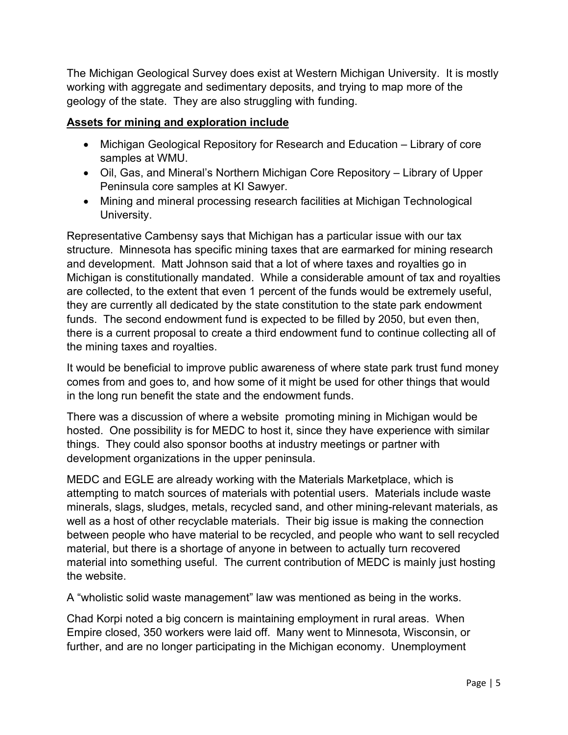The Michigan Geological Survey does exist at Western Michigan University. It is mostly working with aggregate and sedimentary deposits, and trying to map more of the geology of the state. They are also struggling with funding.

**Assets for mining and exploration include**

- Michigan Geological Repository for Research and Education – Library of core samples at WMU.
- Oil, Gas, and Mineral's Northern Michigan Core Repository – Library of Upper Peninsula core samples at KI Sawyer.
- Mining and mineral processing research facilities at Michigan Technological University.

Representative Cambensy says that Michigan has a particular issue with our tax structure. Minnesota has specific mining taxes that are earmarked for mining research and development. Matt Johnson said that a lot of where taxes and royalties go in Michigan is constitutionally mandated. While a considerable amount of tax and royalties are collected, to the extent that even 1 percent of the funds would be extremely useful, they are currently all dedicated by the state constitution to the state park endowment funds. The second endowment fund is expected to be filled by 2050, but even then, there is a current proposal to create a third endowment fund to continue collecting all of the mining taxes and royalties.

It would be beneficial to improve public awareness of where state park trust fund money comes from and goes to, and how some of it might be used for other things that would in the long run benefit the state and the endowment funds.

There was a discussion of where a website promoting mining in Michigan would be hosted. One possibility is for MEDC to host it, since they have experience with similar things. They could also sponsor booths at industry meetings or partner with development organizations in the upper peninsula.

MEDC and EGLE are already working with the Materials Marketplace, which is attempting to match sources of materials with potential users. Materials include waste minerals, slags, sludges, metals, recycled sand, and other mining-relevant materials, as well as a host of other recyclable materials. Their big issue is making the connection between people who have material to be recycled, and people who want to sell recycled material, but there is a shortage of anyone in between to actually turn recovered material into something useful. The current contribution of MEDC is mainly just hosting the website.

A "wholistic solid waste management" law was mentioned as being in the works.

Chad Korpi noted a big concern is maintaining employment in rural areas. When Empire closed, 350 workers were laid off. Many went to Minnesota, Wisconsin, or further, and are no longer participating in the Michigan economy. Unemployment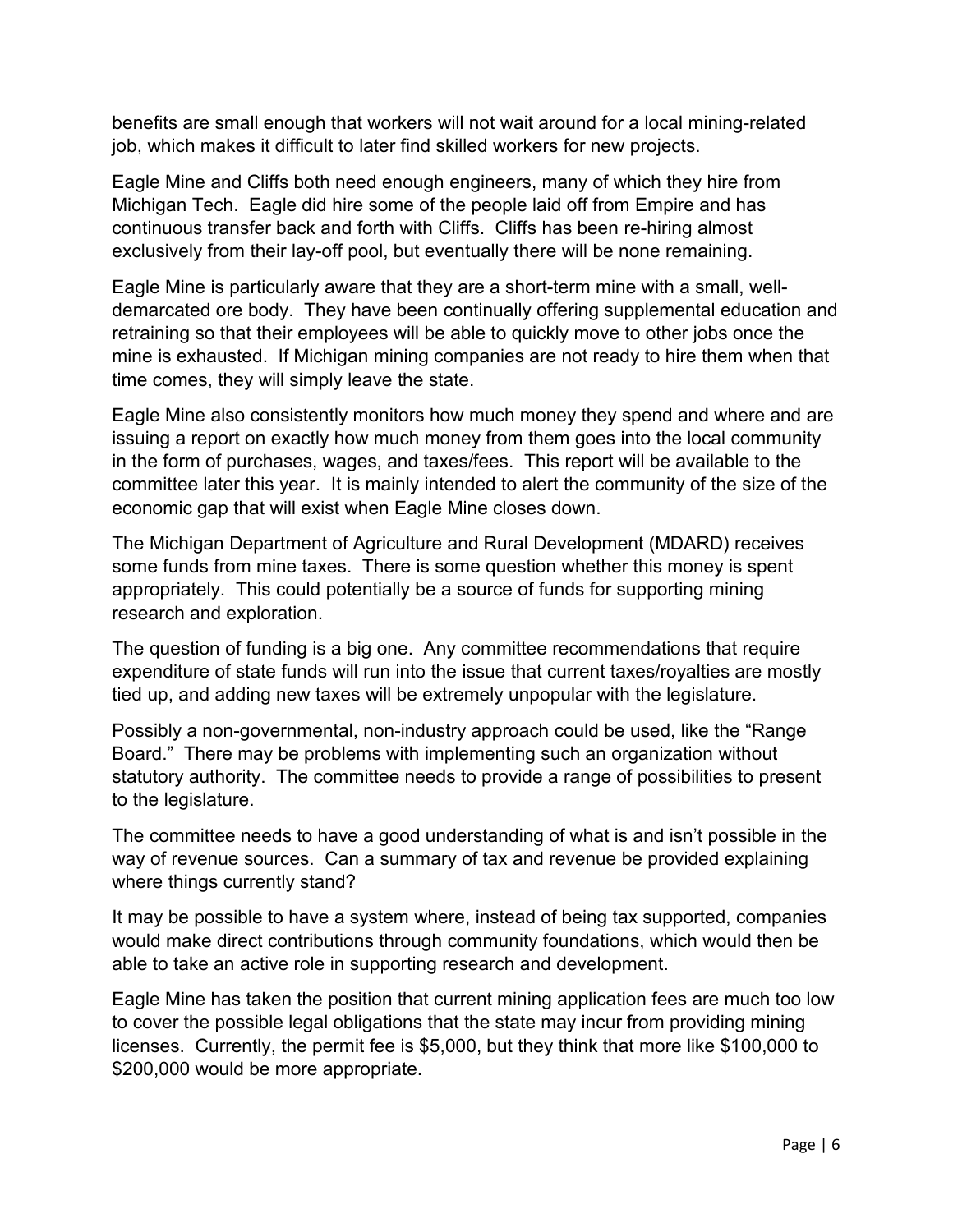benefits are small enough that workers will not wait around for a local mining-related job, which makes it difficult to later find skilled workers for new projects.

Eagle Mine and Cliffs both need enough engineers, many of which they hire from Michigan Tech. Eagle did hire some of the people laid off from Empire and has continuous transfer back and forth with Cliffs. Cliffs has been re-hiring almost exclusively from their lay-off pool, but eventually there will be none remaining.

Eagle Mine is particularly aware that they are a short-term mine with a small, well-demarcated ore body. They have been continually offering supplemental education and retraining so that their employees will be able to quickly move to other jobs once the mine is exhausted. If Michigan mining companies are not ready to hire them when that time comes, they will simply leave the state.

Eagle Mine also consistently monitors how much money they spend and where and are issuing a report on exactly how much money from them goes into the local community in the form of purchases, wages, and taxes/fees. This report will be available to the committee later this year. It is mainly intended to alert the community of the size of the economic gap that will exist when Eagle Mine closes down.

The Michigan Department of Agriculture and Rural Development (MDARD) receives some funds from mine taxes. There is some question whether this money is spent appropriately. This could potentially be a source of funds for supporting mining research and exploration.

The question of funding is a big one. Any committee recommendations that require expenditure of state funds will run into the issue that current taxes/royalties are mostly tied up, and adding new taxes will be extremely unpopular with the legislature.

Possibly a non-governmental, non-industry approach could be used, like the "Range Board." There may be problems with implementing such an organization without statutory authority. The committee needs to provide a range of possibilities to present to the legislature.

The committee needs to have a good understanding of what is and isn't possible in the way of revenue sources. Can a summary of tax and revenue be provided explaining where things currently stand?

It may be possible to have a system where, instead of being tax supported, companies would make direct contributions through community foundations, which would then be able to take an active role in supporting research and development.

Eagle Mine has taken the position that current mining application fees are much too low to cover the possible legal obligations that the state may incur from providing mining licenses. Currently, the permit fee is $5,000, but they think that more like $100,000 to $200,000 would be more appropriate.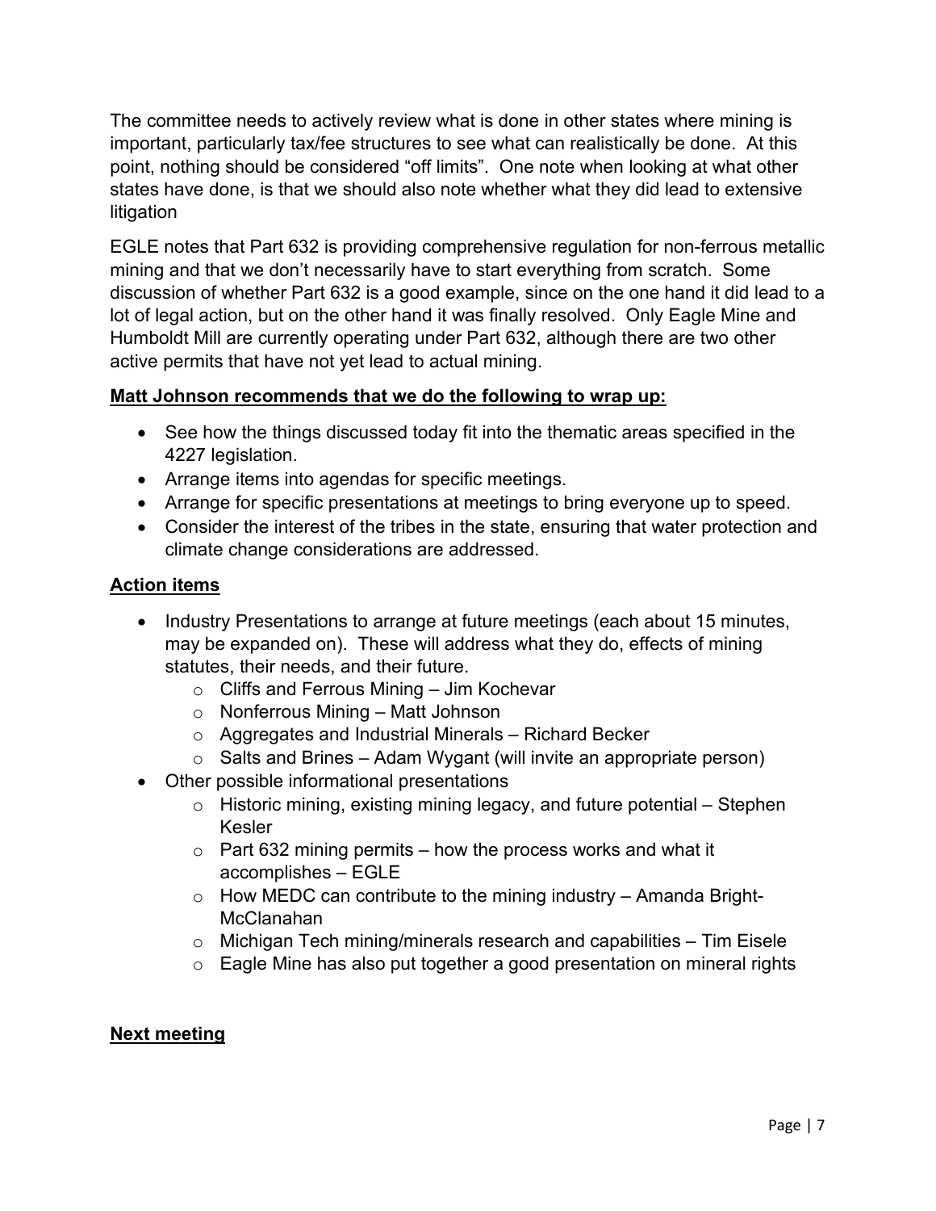The committee needs to actively review what is done in other states where mining is important, particularly tax/fee structures to see what can realistically be done. At this point, nothing should be considered "off limits". One note when looking at what other states have done, is that we should also note whether what they did lead to extensive litigation

EGLE notes that Part 632 is providing comprehensive regulation for non-ferrous metallic mining and that we don't necessarily have to start everything from scratch. Some discussion of whether Part 632 is a good example, since on the one hand it did lead to a lot of legal action, but on the other hand it was finally resolved. Only Eagle Mine and Humboldt Mill are currently operating under Part 632, although there are two other active permits that have not yet lead to actual mining.

**Matt Johnson recommends that we do the following to wrap up:**

- See how the things discussed today fit into the thematic areas specified in the 4227 legislation.
- Arrange items into agendas for specific meetings.
- Arrange for specific presentations at meetings to bring everyone up to speed.
- Consider the interest of the tribes in the state, ensuring that water protection and climate change considerations are addressed.

**Action items**

- Industry Presentations to arrange at future meetings (each about 15 minutes, may be expanded on). These will address what they do, effects of mining statutes, their needs, and their future.
  - Cliffs and Ferrous Mining – Jim Kochevar
  - Nonferrous Mining – Matt Johnson
  - Aggregates and Industrial Minerals – Richard Becker
  - Salts and Brines – Adam Wygant (will invite an appropriate person)
- Other possible informational presentations
  - Historic mining, existing mining legacy, and future potential – Stephen Kesler
  - Part 632 mining permits – how the process works and what it accomplishes – EGLE
  - How MEDC can contribute to the mining industry – Amanda Bright-McClanahan
  - Michigan Tech mining/minerals research and capabilities – Tim Eisele
  - Eagle Mine has also put together a good presentation on mineral rights

**Next meeting**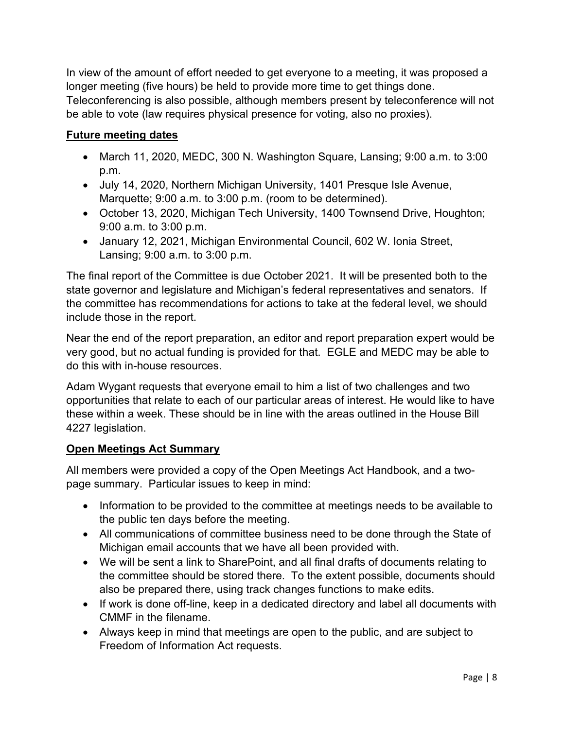In view of the amount of effort needed to get everyone to a meeting, it was proposed a longer meeting (five hours) be held to provide more time to get things done. Teleconferencing is also possible, although members present by teleconference will not be able to vote (law requires physical presence for voting, also no proxies).

**Future meeting dates**

- March 11, 2020, MEDC, 300 N. Washington Square, Lansing; 9:00 a.m. to 3:00 p.m.
- July 14, 2020, Northern Michigan University, 1401 Presque Isle Avenue, Marquette; 9:00 a.m. to 3:00 p.m. (room to be determined).
- October 13, 2020, Michigan Tech University, 1400 Townsend Drive, Houghton; 9:00 a.m. to 3:00 p.m.
- January 12, 2021, Michigan Environmental Council, 602 W. Ionia Street, Lansing; 9:00 a.m. to 3:00 p.m.

The final report of the Committee is due October 2021. It will be presented both to the state governor and legislature and Michigan's federal representatives and senators. If the committee has recommendations for actions to take at the federal level, we should include those in the report.

Near the end of the report preparation, an editor and report preparation expert would be very good, but no actual funding is provided for that. EGLE and MEDC may be able to do this with in-house resources.

Adam Wygant requests that everyone email to him a list of two challenges and two opportunities that relate to each of our particular areas of interest. He would like to have these within a week. These should be in line with the areas outlined in the House Bill 4227 legislation.

**Open Meetings Act Summary**

All members were provided a copy of the Open Meetings Act Handbook, and a two-page summary. Particular issues to keep in mind:

- Information to be provided to the committee at meetings needs to be available to the public ten days before the meeting.
- All communications of committee business need to be done through the State of Michigan email accounts that we have all been provided with.
- We will be sent a link to SharePoint, and all final drafts of documents relating to the committee should be stored there. To the extent possible, documents should also be prepared there, using track changes functions to make edits.
- If work is done off-line, keep in a dedicated directory and label all documents with CMMF in the filename.
- Always keep in mind that meetings are open to the public, and are subject to Freedom of Information Act requests.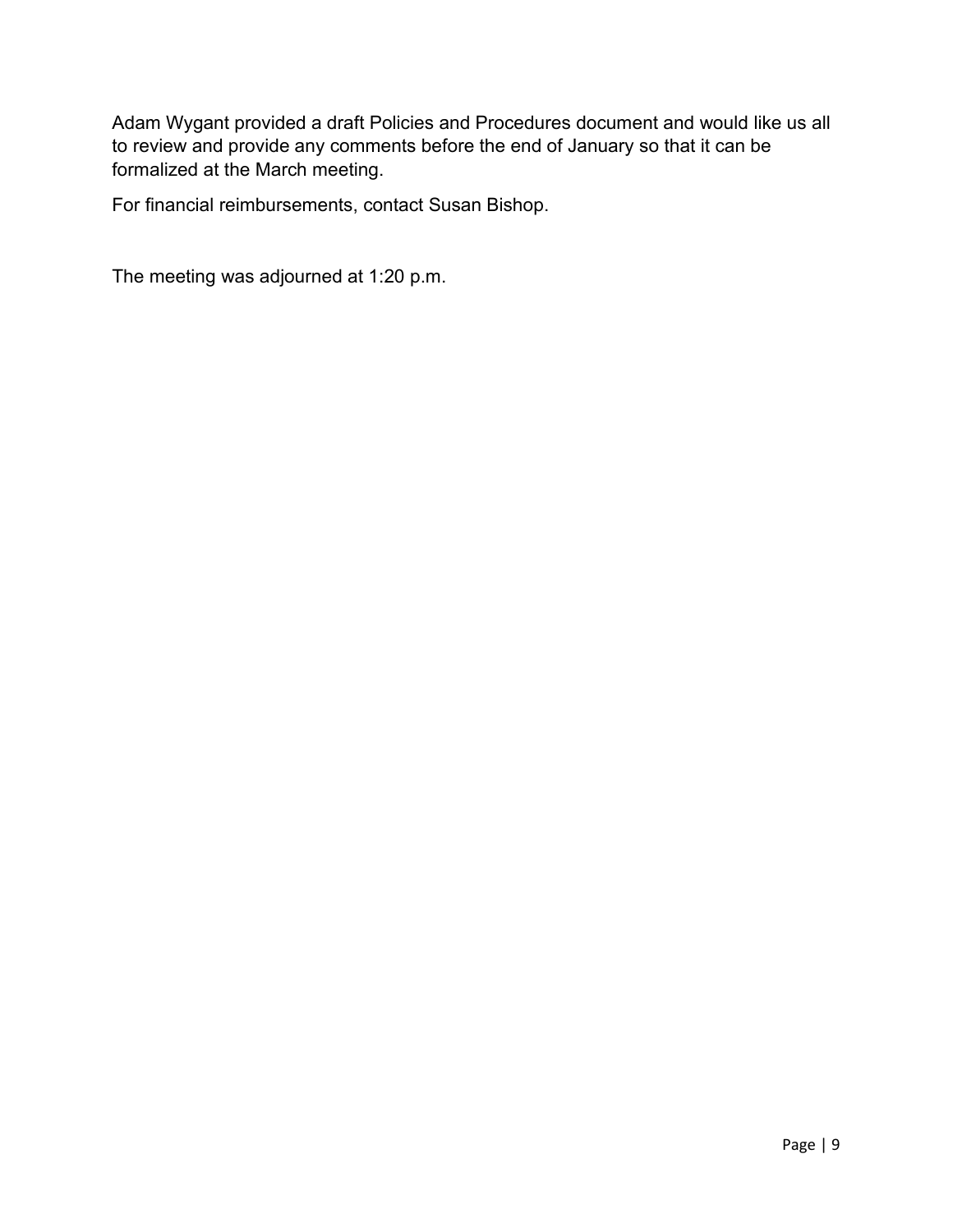Adam Wygant provided a draft Policies and Procedures document and would like us all to review and provide any comments before the end of January so that it can be formalized at the March meeting.

For financial reimbursements, contact Susan Bishop.

The meeting was adjourned at 1:20 p.m.